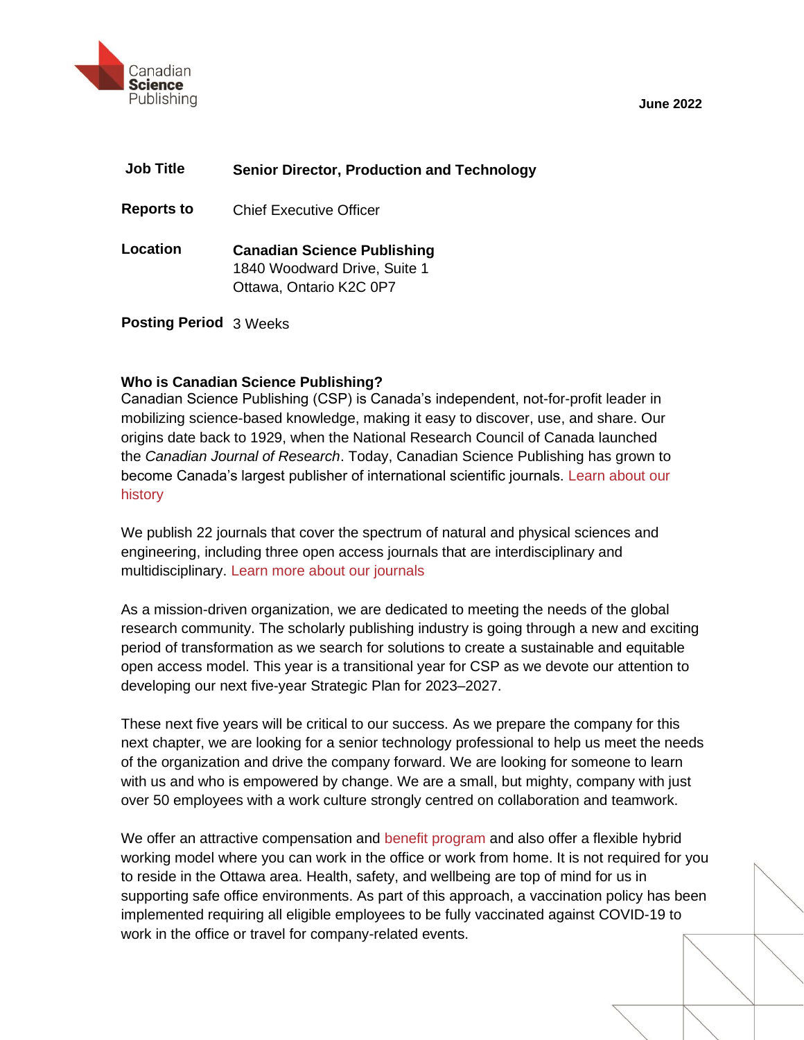Canadian **Science** Publishing

**June 2022**

| | |
|---|---|
| **Job Title** | **Senior Director, Production and Technology** |
| **Reports to** | Chief Executive Officer |
| **Location** | **Canadian Science Publishing**<br>1840 Woodward Drive, Suite 1<br>Ottawa, Ontario K2C 0P7 |
| **Posting Period** | 3 Weeks |

**Who is Canadian Science Publishing?**

Canadian Science Publishing (CSP) is Canada's independent, not-for-profit leader in mobilizing science-based knowledge, making it easy to discover, use, and share. Our origins date back to 1929, when the National Research Council of Canada launched the *Canadian Journal of Research*. Today, Canadian Science Publishing has grown to become Canada's largest publisher of international scientific journals. Learn about our history

We publish 22 journals that cover the spectrum of natural and physical sciences and engineering, including three open access journals that are interdisciplinary and multidisciplinary. Learn more about our journals

As a mission-driven organization, we are dedicated to meeting the needs of the global research community. The scholarly publishing industry is going through a new and exciting period of transformation as we search for solutions to create a sustainable and equitable open access model. This year is a transitional year for CSP as we devote our attention to developing our next five-year Strategic Plan for 2023–2027.

These next five years will be critical to our success. As we prepare the company for this next chapter, we are looking for a senior technology professional to help us meet the needs of the organization and drive the company forward. We are looking for someone to learn with us and who is empowered by change. We are a small, but mighty, company with just over 50 employees with a work culture strongly centred on collaboration and teamwork.

We offer an attractive compensation and benefit program and also offer a flexible hybrid working model where you can work in the office or work from home. It is not required for you to reside in the Ottawa area. Health, safety, and wellbeing are top of mind for us in supporting safe office environments. As part of this approach, a vaccination policy has been implemented requiring all eligible employees to be fully vaccinated against COVID-19 to work in the office or travel for company-related events.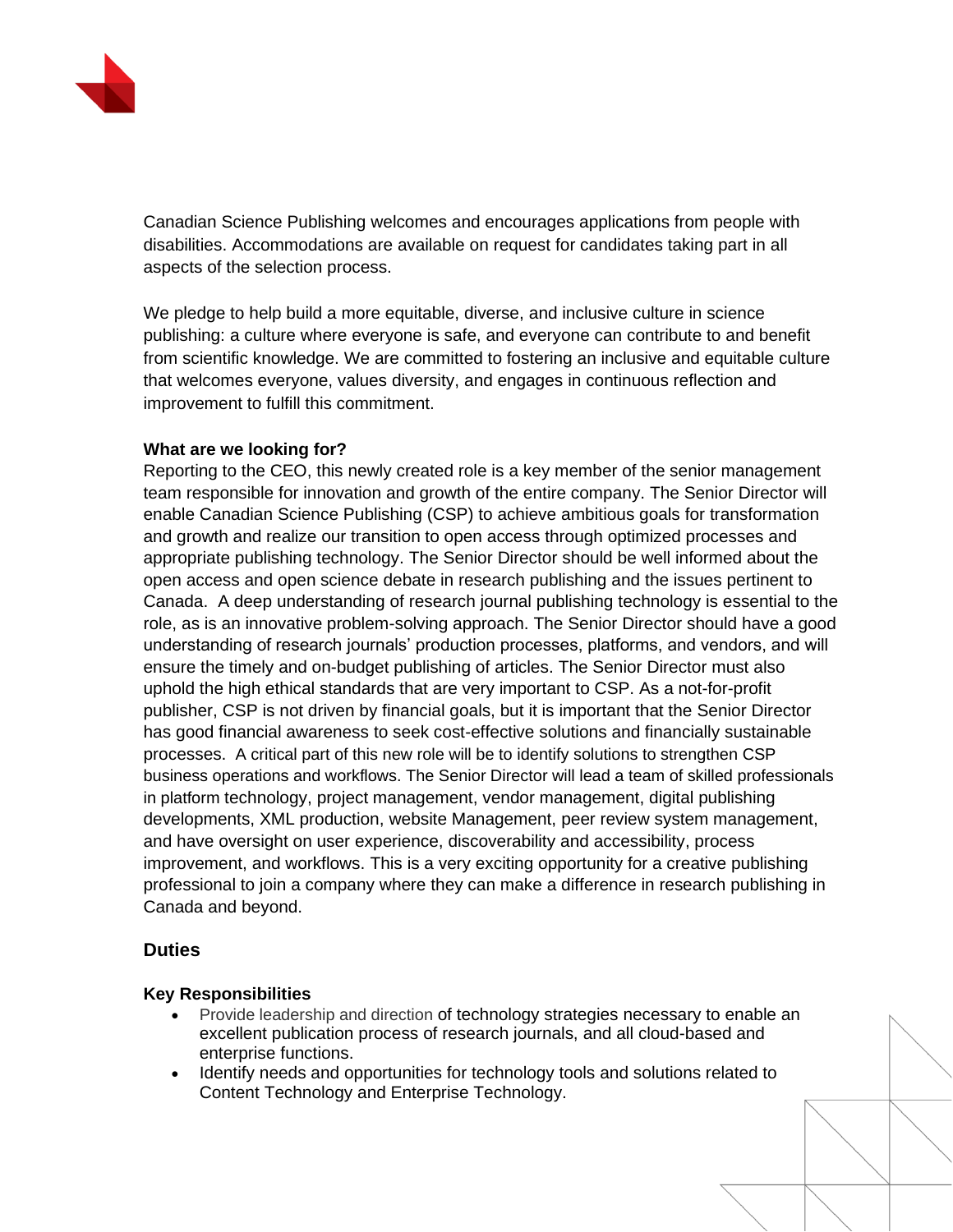Canadian Science Publishing welcomes and encourages applications from people with disabilities. Accommodations are available on request for candidates taking part in all aspects of the selection process.

We pledge to help build a more equitable, diverse, and inclusive culture in science publishing: a culture where everyone is safe, and everyone can contribute to and benefit from scientific knowledge. We are committed to fostering an inclusive and equitable culture that welcomes everyone, values diversity, and engages in continuous reflection and improvement to fulfill this commitment.

**What are we looking for?**

Reporting to the CEO, this newly created role is a key member of the senior management team responsible for innovation and growth of the entire company. The Senior Director will enable Canadian Science Publishing (CSP) to achieve ambitious goals for transformation and growth and realize our transition to open access through optimized processes and appropriate publishing technology. The Senior Director should be well informed about the open access and open science debate in research publishing and the issues pertinent to Canada. A deep understanding of research journal publishing technology is essential to the role, as is an innovative problem-solving approach. The Senior Director should have a good understanding of research journals' production processes, platforms, and vendors, and will ensure the timely and on-budget publishing of articles. The Senior Director must also uphold the high ethical standards that are very important to CSP. As a not-for-profit publisher, CSP is not driven by financial goals, but it is important that the Senior Director has good financial awareness to seek cost-effective solutions and financially sustainable processes. A critical part of this new role will be to identify solutions to strengthen CSP business operations and workflows. The Senior Director will lead a team of skilled professionals in platform technology, project management, vendor management, digital publishing developments, XML production, website Management, peer review system management, and have oversight on user experience, discoverability and accessibility, process improvement, and workflows. This is a very exciting opportunity for a creative publishing professional to join a company where they can make a difference in research publishing in Canada and beyond.

## Duties

### Key Responsibilities

- Provide leadership and direction of technology strategies necessary to enable an excellent publication process of research journals, and all cloud-based and enterprise functions.
- Identify needs and opportunities for technology tools and solutions related to Content Technology and Enterprise Technology.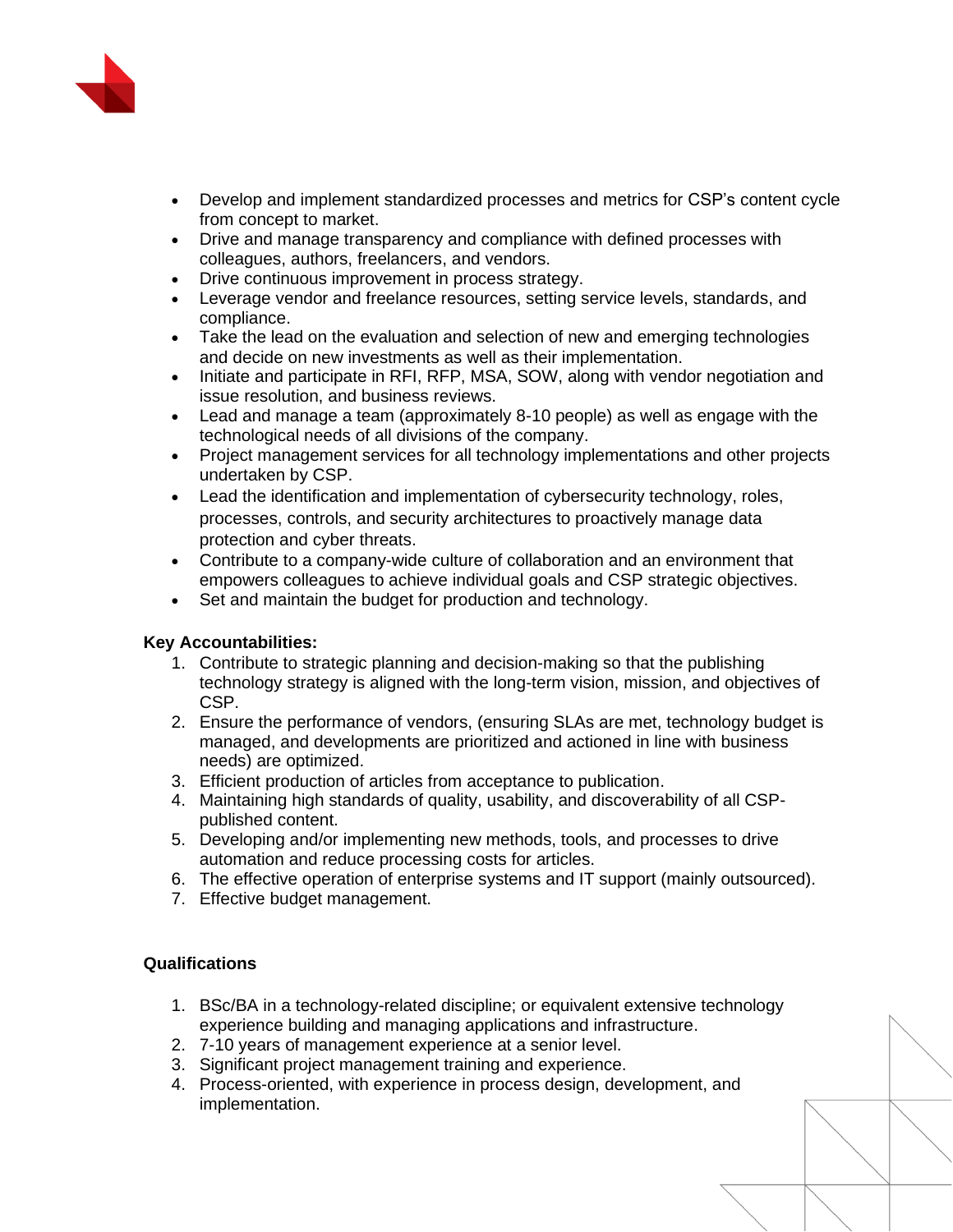- Develop and implement standardized processes and metrics for CSP's content cycle from concept to market.
- Drive and manage transparency and compliance with defined processes with colleagues, authors, freelancers, and vendors.
- Drive continuous improvement in process strategy.
- Leverage vendor and freelance resources, setting service levels, standards, and compliance.
- Take the lead on the evaluation and selection of new and emerging technologies and decide on new investments as well as their implementation.
- Initiate and participate in RFI, RFP, MSA, SOW, along with vendor negotiation and issue resolution, and business reviews.
- Lead and manage a team (approximately 8-10 people) as well as engage with the technological needs of all divisions of the company.
- Project management services for all technology implementations and other projects undertaken by CSP.
- Lead the identification and implementation of cybersecurity technology, roles, processes, controls, and security architectures to proactively manage data protection and cyber threats.
- Contribute to a company-wide culture of collaboration and an environment that empowers colleagues to achieve individual goals and CSP strategic objectives.
- Set and maintain the budget for production and technology.

**Key Accountabilities:**

1. Contribute to strategic planning and decision-making so that the publishing technology strategy is aligned with the long-term vision, mission, and objectives of CSP.
2. Ensure the performance of vendors, (ensuring SLAs are met, technology budget is managed, and developments are prioritized and actioned in line with business needs) are optimized.
3. Efficient production of articles from acceptance to publication.
4. Maintaining high standards of quality, usability, and discoverability of all CSP-published content.
5. Developing and/or implementing new methods, tools, and processes to drive automation and reduce processing costs for articles.
6. The effective operation of enterprise systems and IT support (mainly outsourced).
7. Effective budget management.

**Qualifications**

1. BSc/BA in a technology-related discipline; or equivalent extensive technology experience building and managing applications and infrastructure.
2. 7-10 years of management experience at a senior level.
3. Significant project management training and experience.
4. Process-oriented, with experience in process design, development, and implementation.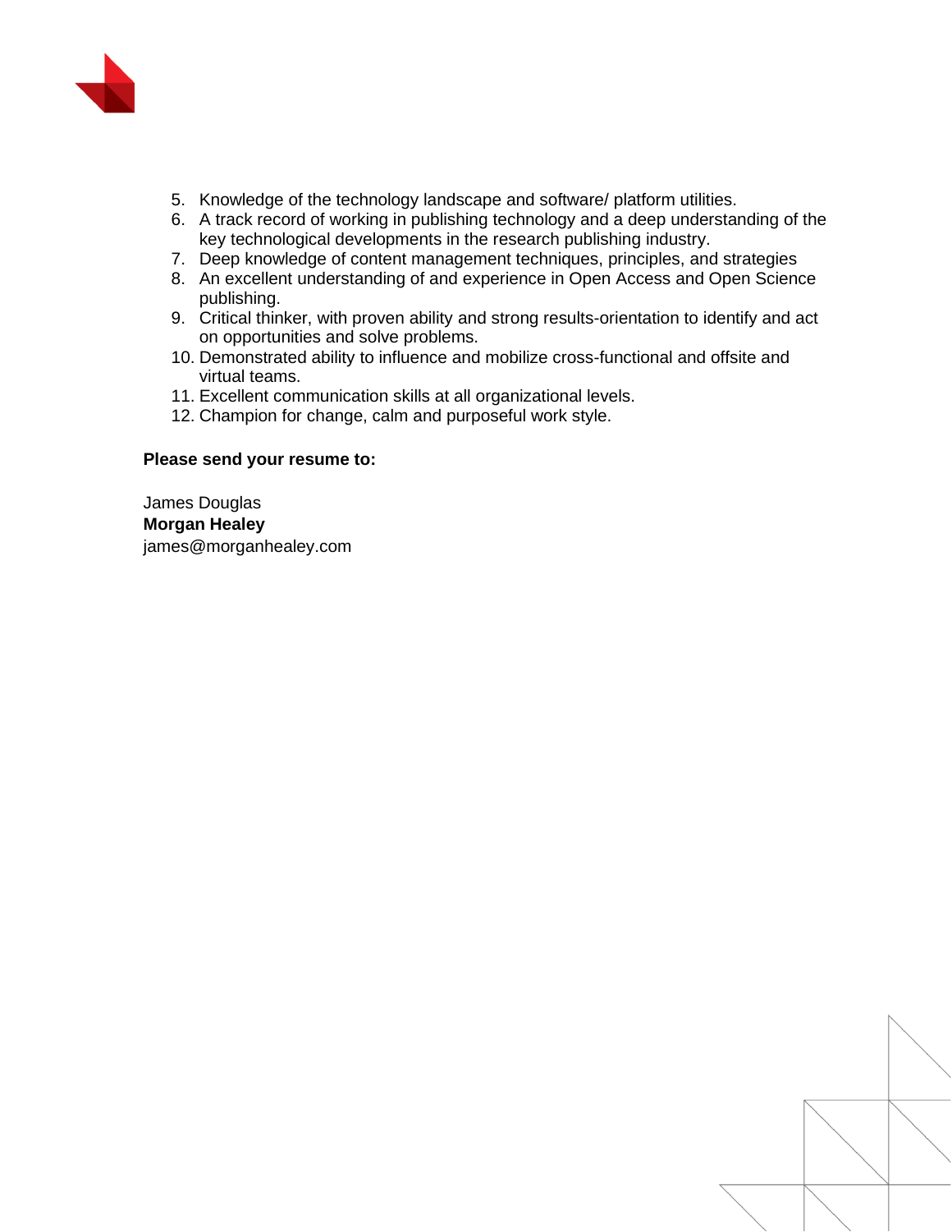5. Knowledge of the technology landscape and software/ platform utilities.
6. A track record of working in publishing technology and a deep understanding of the key technological developments in the research publishing industry.
7. Deep knowledge of content management techniques, principles, and strategies
8. An excellent understanding of and experience in Open Access and Open Science publishing.
9. Critical thinker, with proven ability and strong results-orientation to identify and act on opportunities and solve problems.
10. Demonstrated ability to influence and mobilize cross-functional and offsite and virtual teams.
11. Excellent communication skills at all organizational levels.
12. Champion for change, calm and purposeful work style.

**Please send your resume to:**

James Douglas
**Morgan Healey**
james@morganhealey.com